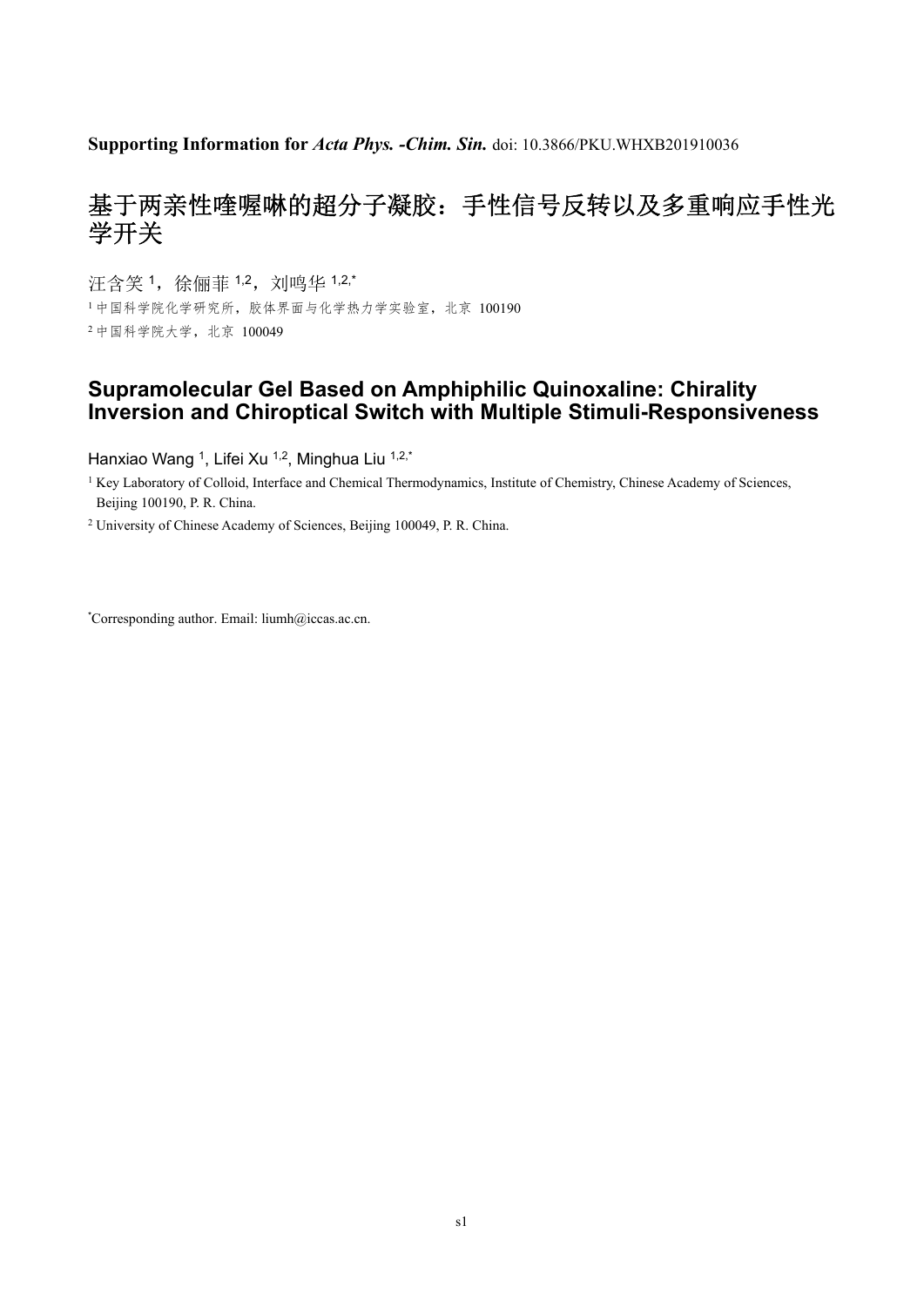**Supporting Information for *Acta Phys. -Chim. Sin.*** doi: 10.3866/PKU.WHXB201910036

# 基于两亲性喹喔啉的超分子凝胶：手性信号反转以及多重响应手性光学开关

汪含笑 [1]，徐俪菲 [1,2]，刘鸣华 [1,2,*]

[1] 中国科学院化学研究所，胶体界面与化学热力学实验室，北京 100190

[2] 中国科学院大学，北京 100049

# Supramolecular Gel Based on Amphiphilic Quinoxaline: Chirality Inversion and Chiroptical Switch with Multiple Stimuli-Responsiveness

Hanxiao Wang [1], Lifei Xu [1,2], Minghua Liu [1,2,*]

[1] Key Laboratory of Colloid, Interface and Chemical Thermodynamics, Institute of Chemistry, Chinese Academy of Sciences, Beijing 100190, P. R. China.

[2] University of Chinese Academy of Sciences, Beijing 100049, P. R. China.

[*]Corresponding author. Email: liumh@iccas.ac.cn.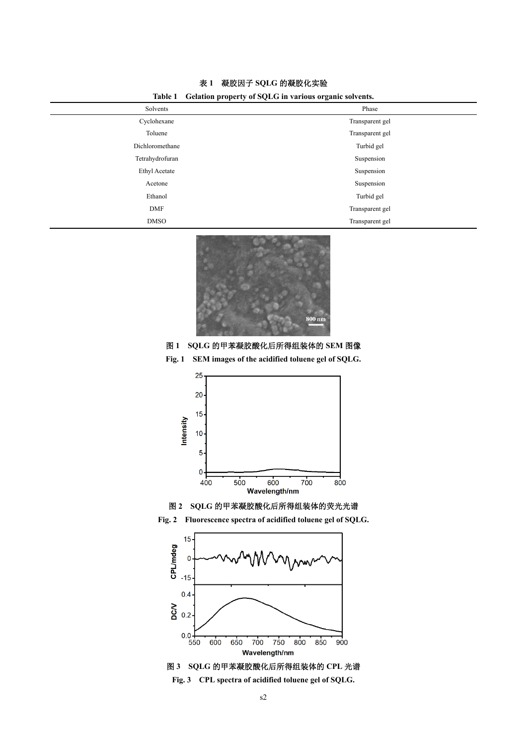表 1　凝胶因子 SQLG 的凝胶化实验

**Table 1　Gelation property of SQLG in various organic solvents.**

| Solvents | Phase |
|---|---|
| Cyclohexane | Transparent gel |
| Toluene | Transparent gel |
| Dichloromethane | Turbid gel |
| Tetrahydrofuran | Suspension |
| Ethyl Acetate | Suspension |
| Acetone | Suspension |
| Ethanol | Turbid gel |
| DMF | Transparent gel |
| DMSO | Transparent gel |

800 nm

**图 1　SQLG 的甲苯凝胶酸化后所得组装体的 SEM 图像**

**Fig. 1　SEM images of the acidified toluene gel of SQLG.**

Intensity

25
20
15
10
5
0

400 500 600 700 800

Wavelength/nm

**图 2　SQLG 的甲苯凝胶酸化后所得组装体的荧光光谱**

**Fig. 2　Fluorescence spectra of acidified toluene gel of SQLG.**

CPL/mdeg

15
0
-15

DC/V

0.4
0.2
0.0

550 600 650 700 750 800 850 900

Wavelength/nm

**图 3　SQLG 的甲苯凝胶酸化后所得组装体的 CPL 光谱**

**Fig. 3　CPL spectra of acidified toluene gel of SQLG.**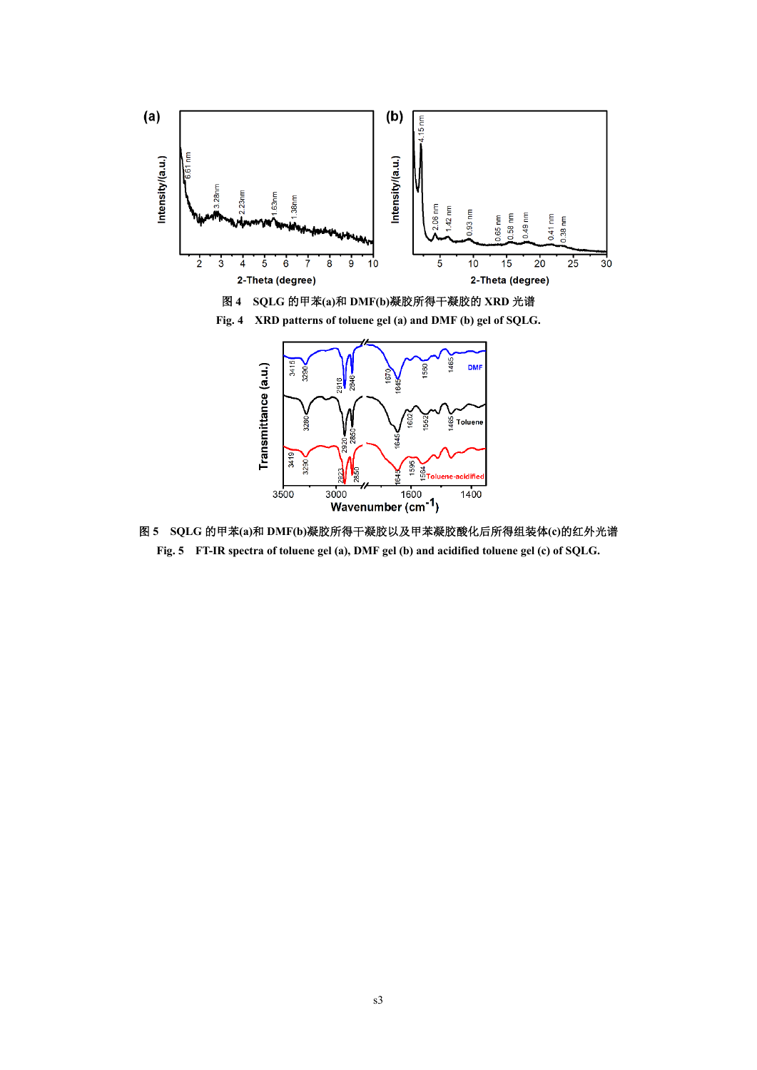(a)

Intensity/(a.u.)

6.61 nm

3.28nm

2.23nm

1.63nm

1.38nm

2 3 4 5 6 7 8 9 10

2-Theta (degree)

(b)

Intensity/(a.u.)

4.15 nm

2.06 nm

1.42 nm

0.93 nm

0.65 nm

0.58 nm

0.49 nm

0.41 nm

0.38 nm

5 10 15 20 25 30

2-Theta (degree)

图 4　SQLG 的甲苯(a)和 DMF(b)凝胶所得干凝胶的 XRD 光谱

**Fig. 4　XRD patterns of toluene gel (a) and DMF (b) gel of SQLG.**

Transmittance (a.u.)

DMF: 3415, 3290, 2918, 2846, 1670, 1645, 1560, 1465

Toluene: 3280, 2920, 2850, 1645, 1602, 1552, 1465

Toluene-acidified: 3419, 3290, 2923, 2850, 1643, 1595, 1564

3500 3000 1600 1400

Wavenumber (cm$^{-1}$)

图 5　SQLG 的甲苯(a)和 DMF(b)凝胶所得干凝胶以及甲苯凝胶酸化后所得组装体(c)的红外光谱

**Fig. 5　FT-IR spectra of toluene gel (a), DMF gel (b) and acidified toluene gel (c) of SQLG.**